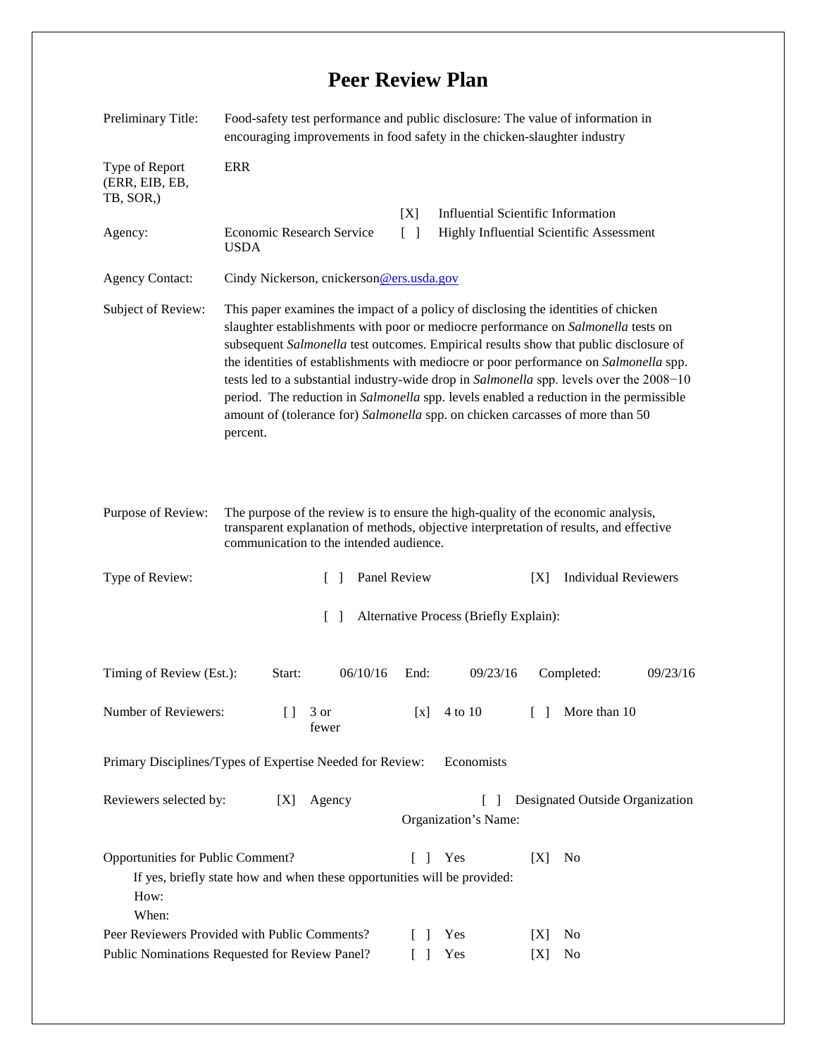# Peer Review Plan

Preliminary Title: Food-safety test performance and public disclosure: The value of information in encouraging improvements in food safety in the chicken-slaughter industry

Type of Report (ERR, EIB, EB, TB, SOR,): ERR

Agency: Economic Research Service USDA

[X] Influential Scientific Information

[ ] Highly Influential Scientific Assessment

Agency Contact: Cindy Nickerson, cnickerson@ers.usda.gov

Subject of Review: This paper examines the impact of a policy of disclosing the identities of chicken slaughter establishments with poor or mediocre performance on *Salmonella* tests on subsequent *Salmonella* test outcomes. Empirical results show that public disclosure of the identities of establishments with mediocre or poor performance on *Salmonella* spp. tests led to a substantial industry-wide drop in *Salmonella* spp. levels over the 2008−10 period. The reduction in *Salmonella* spp. levels enabled a reduction in the permissible amount of (tolerance for) *Salmonella* spp. on chicken carcasses of more than 50 percent.

Purpose of Review: The purpose of the review is to ensure the high-quality of the economic analysis, transparent explanation of methods, objective interpretation of results, and effective communication to the intended audience.

Type of Review: [ ] Panel Review [X] Individual Reviewers

[ ] Alternative Process (Briefly Explain):

Timing of Review (Est.): Start: 06/10/16 End: 09/23/16 Completed: 09/23/16

Number of Reviewers: [ ] 3 or fewer [x] 4 to 10 [ ] More than 10

Primary Disciplines/Types of Expertise Needed for Review: Economists

Reviewers selected by: [X] Agency [ ] Designated Outside Organization

Organization's Name:

Opportunities for Public Comment? [ ] Yes [X] No

If yes, briefly state how and when these opportunities will be provided:

How:

When:

Peer Reviewers Provided with Public Comments? [ ] Yes [X] No

Public Nominations Requested for Review Panel? [ ] Yes [X] No